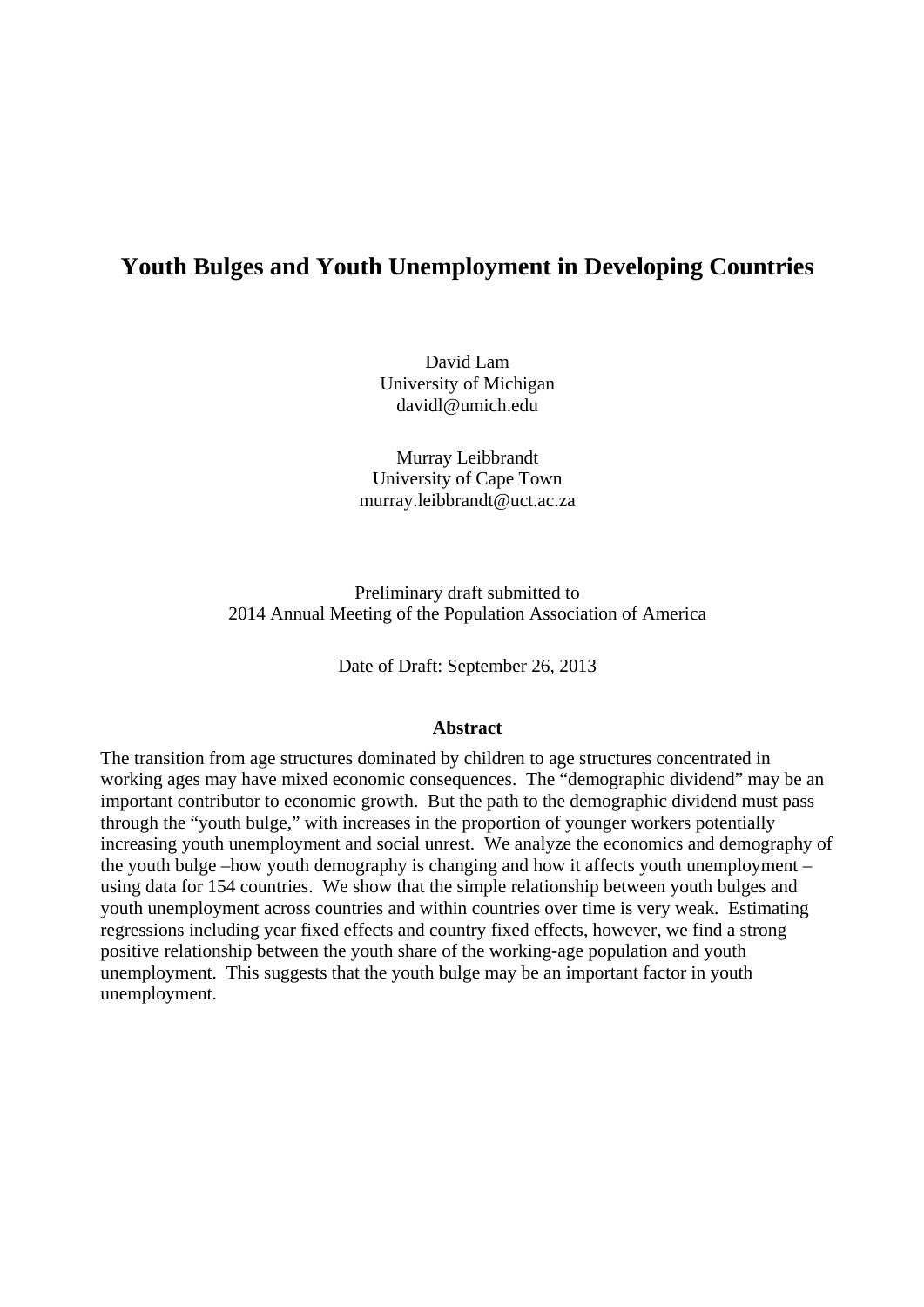# Youth Bulges and Youth Unemployment in Developing Countries

David Lam
University of Michigan
davidl@umich.edu

Murray Leibbrandt
University of Cape Town
murray.leibbrandt@uct.ac.za

Preliminary draft submitted to
2014 Annual Meeting of the Population Association of America

Date of Draft: September 26, 2013

## Abstract

The transition from age structures dominated by children to age structures concentrated in working ages may have mixed economic consequences. The "demographic dividend" may be an important contributor to economic growth. But the path to the demographic dividend must pass through the "youth bulge," with increases in the proportion of younger workers potentially increasing youth unemployment and social unrest. We analyze the economics and demography of the youth bulge –how youth demography is changing and how it affects youth unemployment – using data for 154 countries. We show that the simple relationship between youth bulges and youth unemployment across countries and within countries over time is very weak. Estimating regressions including year fixed effects and country fixed effects, however, we find a strong positive relationship between the youth share of the working-age population and youth unemployment. This suggests that the youth bulge may be an important factor in youth unemployment.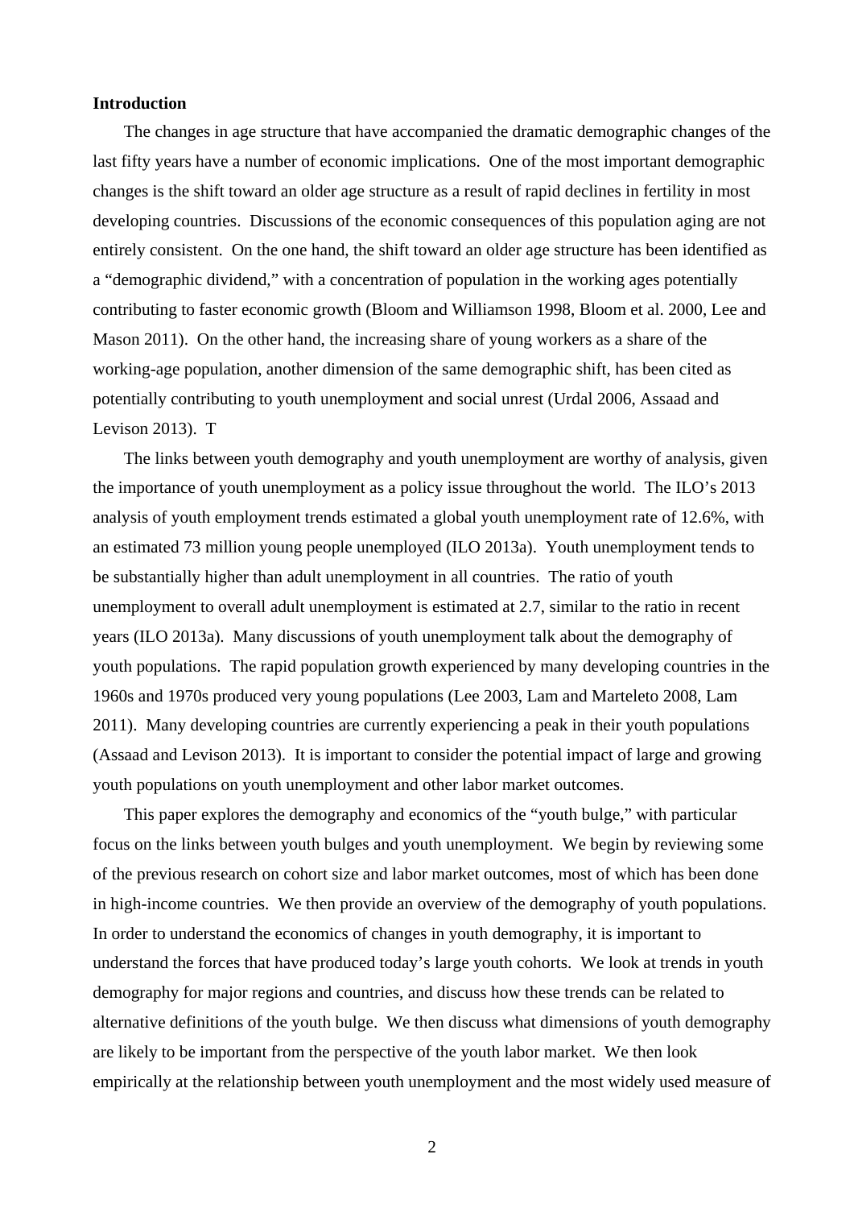**Introduction**

The changes in age structure that have accompanied the dramatic demographic changes of the last fifty years have a number of economic implications. One of the most important demographic changes is the shift toward an older age structure as a result of rapid declines in fertility in most developing countries. Discussions of the economic consequences of this population aging are not entirely consistent. On the one hand, the shift toward an older age structure has been identified as a "demographic dividend," with a concentration of population in the working ages potentially contributing to faster economic growth (Bloom and Williamson 1998, Bloom et al. 2000, Lee and Mason 2011). On the other hand, the increasing share of young workers as a share of the working-age population, another dimension of the same demographic shift, has been cited as potentially contributing to youth unemployment and social unrest (Urdal 2006, Assaad and Levison 2013). T

The links between youth demography and youth unemployment are worthy of analysis, given the importance of youth unemployment as a policy issue throughout the world. The ILO's 2013 analysis of youth employment trends estimated a global youth unemployment rate of 12.6%, with an estimated 73 million young people unemployed (ILO 2013a). Youth unemployment tends to be substantially higher than adult unemployment in all countries. The ratio of youth unemployment to overall adult unemployment is estimated at 2.7, similar to the ratio in recent years (ILO 2013a). Many discussions of youth unemployment talk about the demography of youth populations. The rapid population growth experienced by many developing countries in the 1960s and 1970s produced very young populations (Lee 2003, Lam and Marteleto 2008, Lam 2011). Many developing countries are currently experiencing a peak in their youth populations (Assaad and Levison 2013). It is important to consider the potential impact of large and growing youth populations on youth unemployment and other labor market outcomes.

This paper explores the demography and economics of the "youth bulge," with particular focus on the links between youth bulges and youth unemployment. We begin by reviewing some of the previous research on cohort size and labor market outcomes, most of which has been done in high-income countries. We then provide an overview of the demography of youth populations. In order to understand the economics of changes in youth demography, it is important to understand the forces that have produced today's large youth cohorts. We look at trends in youth demography for major regions and countries, and discuss how these trends can be related to alternative definitions of the youth bulge. We then discuss what dimensions of youth demography are likely to be important from the perspective of the youth labor market. We then look empirically at the relationship between youth unemployment and the most widely used measure of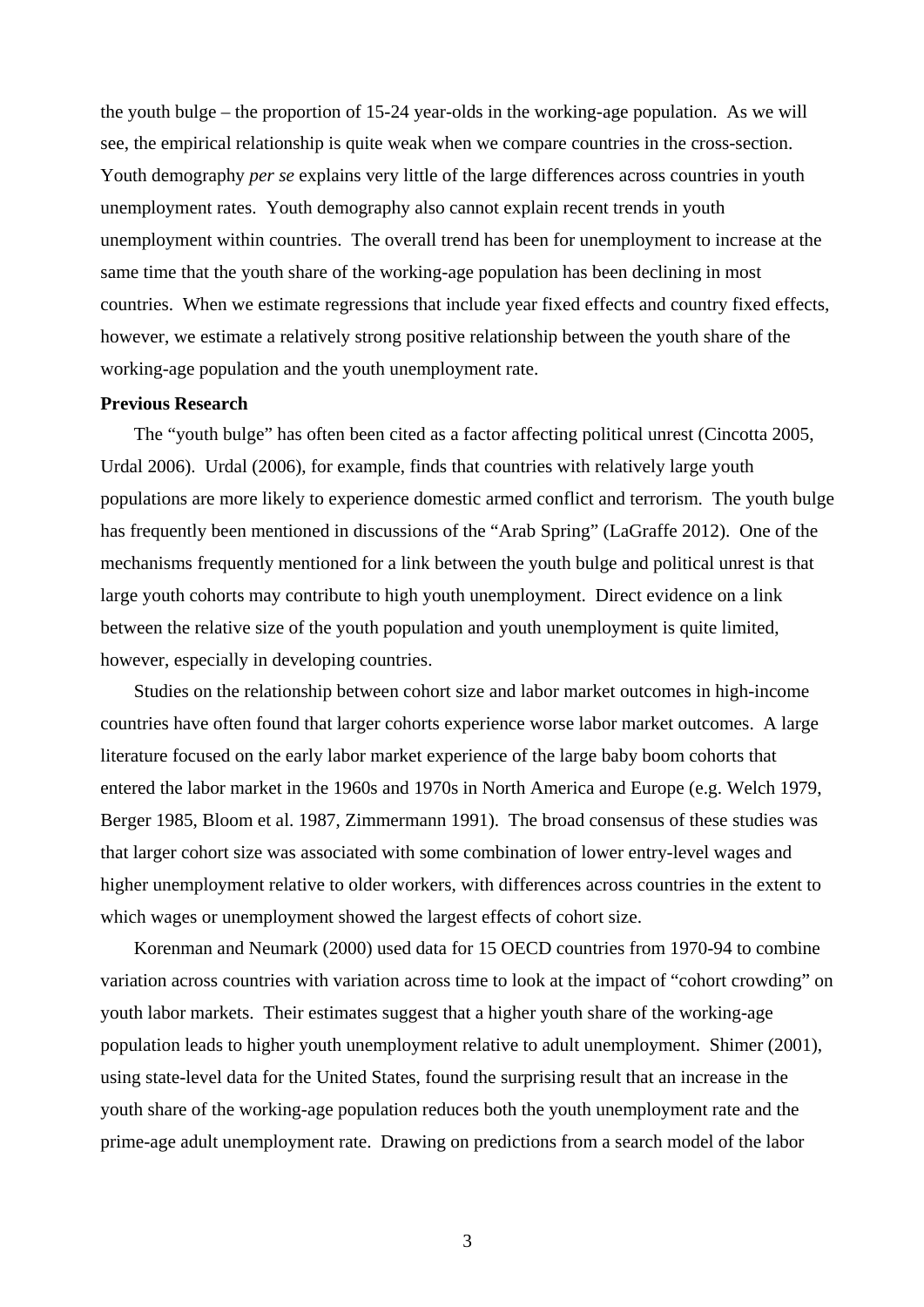the youth bulge – the proportion of 15-24 year-olds in the working-age population. As we will see, the empirical relationship is quite weak when we compare countries in the cross-section. Youth demography *per se* explains very little of the large differences across countries in youth unemployment rates. Youth demography also cannot explain recent trends in youth unemployment within countries. The overall trend has been for unemployment to increase at the same time that the youth share of the working-age population has been declining in most countries. When we estimate regressions that include year fixed effects and country fixed effects, however, we estimate a relatively strong positive relationship between the youth share of the working-age population and the youth unemployment rate.

**Previous Research**

The "youth bulge" has often been cited as a factor affecting political unrest (Cincotta 2005, Urdal 2006). Urdal (2006), for example, finds that countries with relatively large youth populations are more likely to experience domestic armed conflict and terrorism. The youth bulge has frequently been mentioned in discussions of the "Arab Spring" (LaGraffe 2012). One of the mechanisms frequently mentioned for a link between the youth bulge and political unrest is that large youth cohorts may contribute to high youth unemployment. Direct evidence on a link between the relative size of the youth population and youth unemployment is quite limited, however, especially in developing countries.

Studies on the relationship between cohort size and labor market outcomes in high-income countries have often found that larger cohorts experience worse labor market outcomes. A large literature focused on the early labor market experience of the large baby boom cohorts that entered the labor market in the 1960s and 1970s in North America and Europe (e.g. Welch 1979, Berger 1985, Bloom et al. 1987, Zimmermann 1991). The broad consensus of these studies was that larger cohort size was associated with some combination of lower entry-level wages and higher unemployment relative to older workers, with differences across countries in the extent to which wages or unemployment showed the largest effects of cohort size.

Korenman and Neumark (2000) used data for 15 OECD countries from 1970-94 to combine variation across countries with variation across time to look at the impact of "cohort crowding" on youth labor markets. Their estimates suggest that a higher youth share of the working-age population leads to higher youth unemployment relative to adult unemployment. Shimer (2001), using state-level data for the United States, found the surprising result that an increase in the youth share of the working-age population reduces both the youth unemployment rate and the prime-age adult unemployment rate. Drawing on predictions from a search model of the labor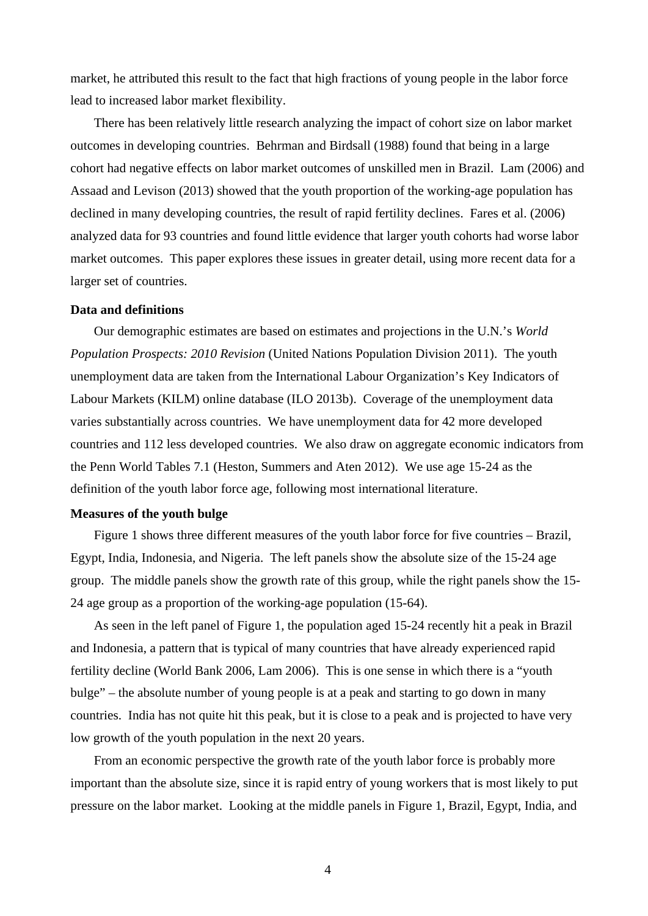market, he attributed this result to the fact that high fractions of young people in the labor force lead to increased labor market flexibility.

There has been relatively little research analyzing the impact of cohort size on labor market outcomes in developing countries. Behrman and Birdsall (1988) found that being in a large cohort had negative effects on labor market outcomes of unskilled men in Brazil. Lam (2006) and Assaad and Levison (2013) showed that the youth proportion of the working-age population has declined in many developing countries, the result of rapid fertility declines. Fares et al. (2006) analyzed data for 93 countries and found little evidence that larger youth cohorts had worse labor market outcomes. This paper explores these issues in greater detail, using more recent data for a larger set of countries.

**Data and definitions**

Our demographic estimates are based on estimates and projections in the U.N.'s *World Population Prospects: 2010 Revision* (United Nations Population Division 2011). The youth unemployment data are taken from the International Labour Organization's Key Indicators of Labour Markets (KILM) online database (ILO 2013b). Coverage of the unemployment data varies substantially across countries. We have unemployment data for 42 more developed countries and 112 less developed countries. We also draw on aggregate economic indicators from the Penn World Tables 7.1 (Heston, Summers and Aten 2012). We use age 15-24 as the definition of the youth labor force age, following most international literature.

**Measures of the youth bulge**

Figure 1 shows three different measures of the youth labor force for five countries – Brazil, Egypt, India, Indonesia, and Nigeria. The left panels show the absolute size of the 15-24 age group. The middle panels show the growth rate of this group, while the right panels show the 15-24 age group as a proportion of the working-age population (15-64).

As seen in the left panel of Figure 1, the population aged 15-24 recently hit a peak in Brazil and Indonesia, a pattern that is typical of many countries that have already experienced rapid fertility decline (World Bank 2006, Lam 2006). This is one sense in which there is a "youth bulge" – the absolute number of young people is at a peak and starting to go down in many countries. India has not quite hit this peak, but it is close to a peak and is projected to have very low growth of the youth population in the next 20 years.

From an economic perspective the growth rate of the youth labor force is probably more important than the absolute size, since it is rapid entry of young workers that is most likely to put pressure on the labor market. Looking at the middle panels in Figure 1, Brazil, Egypt, India, and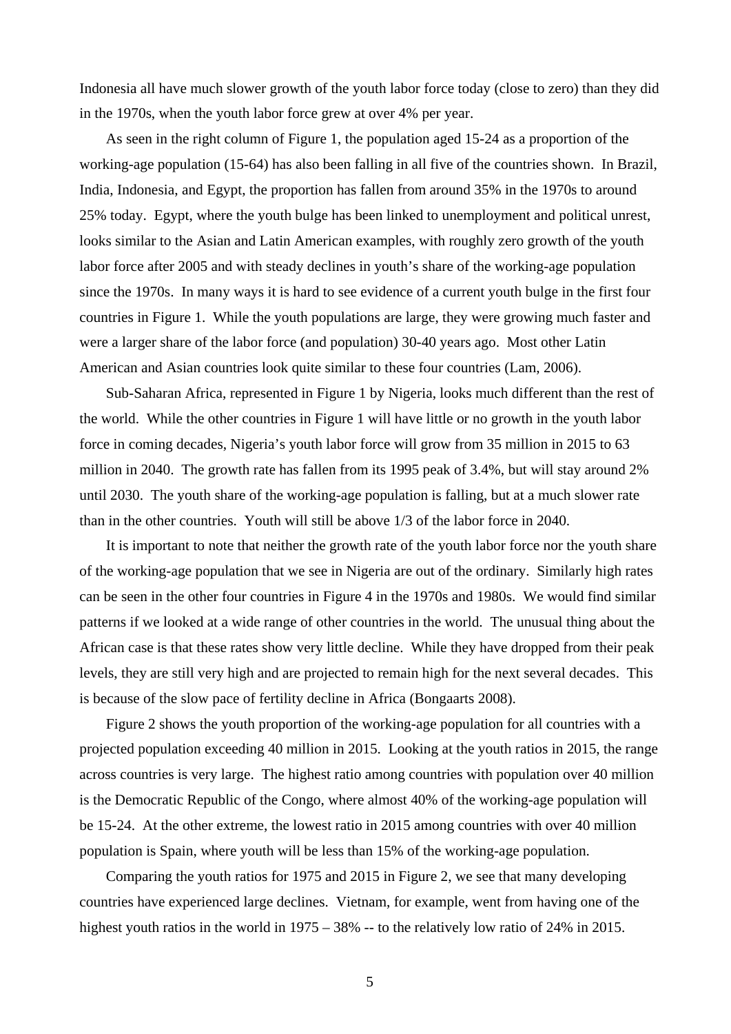Indonesia all have much slower growth of the youth labor force today (close to zero) than they did in the 1970s, when the youth labor force grew at over 4% per year.

As seen in the right column of Figure 1, the population aged 15-24 as a proportion of the working-age population (15-64) has also been falling in all five of the countries shown. In Brazil, India, Indonesia, and Egypt, the proportion has fallen from around 35% in the 1970s to around 25% today. Egypt, where the youth bulge has been linked to unemployment and political unrest, looks similar to the Asian and Latin American examples, with roughly zero growth of the youth labor force after 2005 and with steady declines in youth's share of the working-age population since the 1970s. In many ways it is hard to see evidence of a current youth bulge in the first four countries in Figure 1. While the youth populations are large, they were growing much faster and were a larger share of the labor force (and population) 30-40 years ago. Most other Latin American and Asian countries look quite similar to these four countries (Lam, 2006).

Sub-Saharan Africa, represented in Figure 1 by Nigeria, looks much different than the rest of the world. While the other countries in Figure 1 will have little or no growth in the youth labor force in coming decades, Nigeria's youth labor force will grow from 35 million in 2015 to 63 million in 2040. The growth rate has fallen from its 1995 peak of 3.4%, but will stay around 2% until 2030. The youth share of the working-age population is falling, but at a much slower rate than in the other countries. Youth will still be above 1/3 of the labor force in 2040.

It is important to note that neither the growth rate of the youth labor force nor the youth share of the working-age population that we see in Nigeria are out of the ordinary. Similarly high rates can be seen in the other four countries in Figure 4 in the 1970s and 1980s. We would find similar patterns if we looked at a wide range of other countries in the world. The unusual thing about the African case is that these rates show very little decline. While they have dropped from their peak levels, they are still very high and are projected to remain high for the next several decades. This is because of the slow pace of fertility decline in Africa (Bongaarts 2008).

Figure 2 shows the youth proportion of the working-age population for all countries with a projected population exceeding 40 million in 2015. Looking at the youth ratios in 2015, the range across countries is very large. The highest ratio among countries with population over 40 million is the Democratic Republic of the Congo, where almost 40% of the working-age population will be 15-24. At the other extreme, the lowest ratio in 2015 among countries with over 40 million population is Spain, where youth will be less than 15% of the working-age population.

Comparing the youth ratios for 1975 and 2015 in Figure 2, we see that many developing countries have experienced large declines. Vietnam, for example, went from having one of the highest youth ratios in the world in 1975 – 38% -- to the relatively low ratio of 24% in 2015.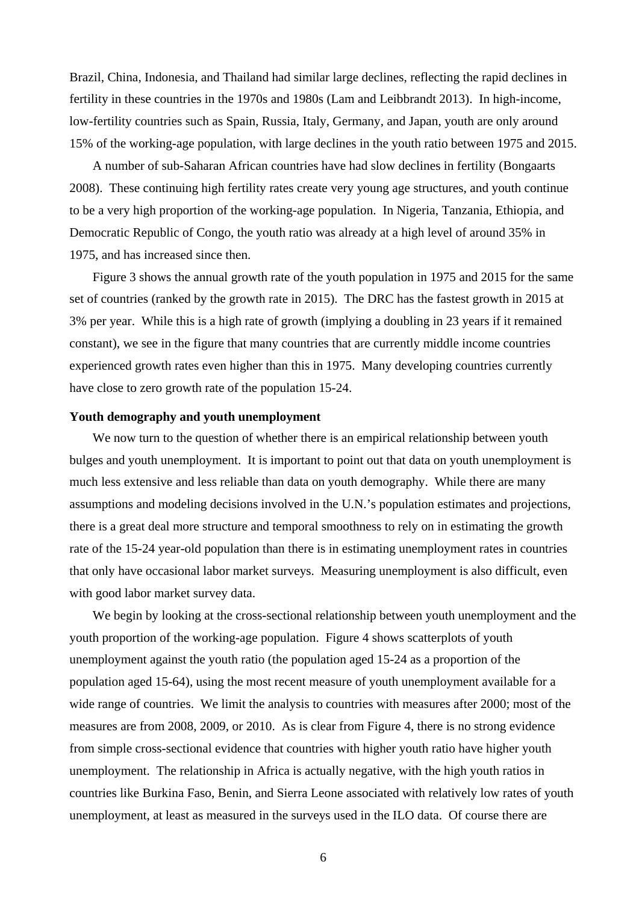Brazil, China, Indonesia, and Thailand had similar large declines, reflecting the rapid declines in fertility in these countries in the 1970s and 1980s (Lam and Leibbrandt 2013). In high-income, low-fertility countries such as Spain, Russia, Italy, Germany, and Japan, youth are only around 15% of the working-age population, with large declines in the youth ratio between 1975 and 2015.

A number of sub-Saharan African countries have had slow declines in fertility (Bongaarts 2008). These continuing high fertility rates create very young age structures, and youth continue to be a very high proportion of the working-age population. In Nigeria, Tanzania, Ethiopia, and Democratic Republic of Congo, the youth ratio was already at a high level of around 35% in 1975, and has increased since then.

Figure 3 shows the annual growth rate of the youth population in 1975 and 2015 for the same set of countries (ranked by the growth rate in 2015). The DRC has the fastest growth in 2015 at 3% per year. While this is a high rate of growth (implying a doubling in 23 years if it remained constant), we see in the figure that many countries that are currently middle income countries experienced growth rates even higher than this in 1975. Many developing countries currently have close to zero growth rate of the population 15-24.

**Youth demography and youth unemployment**

We now turn to the question of whether there is an empirical relationship between youth bulges and youth unemployment. It is important to point out that data on youth unemployment is much less extensive and less reliable than data on youth demography. While there are many assumptions and modeling decisions involved in the U.N.'s population estimates and projections, there is a great deal more structure and temporal smoothness to rely on in estimating the growth rate of the 15-24 year-old population than there is in estimating unemployment rates in countries that only have occasional labor market surveys. Measuring unemployment is also difficult, even with good labor market survey data.

We begin by looking at the cross-sectional relationship between youth unemployment and the youth proportion of the working-age population. Figure 4 shows scatterplots of youth unemployment against the youth ratio (the population aged 15-24 as a proportion of the population aged 15-64), using the most recent measure of youth unemployment available for a wide range of countries. We limit the analysis to countries with measures after 2000; most of the measures are from 2008, 2009, or 2010. As is clear from Figure 4, there is no strong evidence from simple cross-sectional evidence that countries with higher youth ratio have higher youth unemployment. The relationship in Africa is actually negative, with the high youth ratios in countries like Burkina Faso, Benin, and Sierra Leone associated with relatively low rates of youth unemployment, at least as measured in the surveys used in the ILO data. Of course there are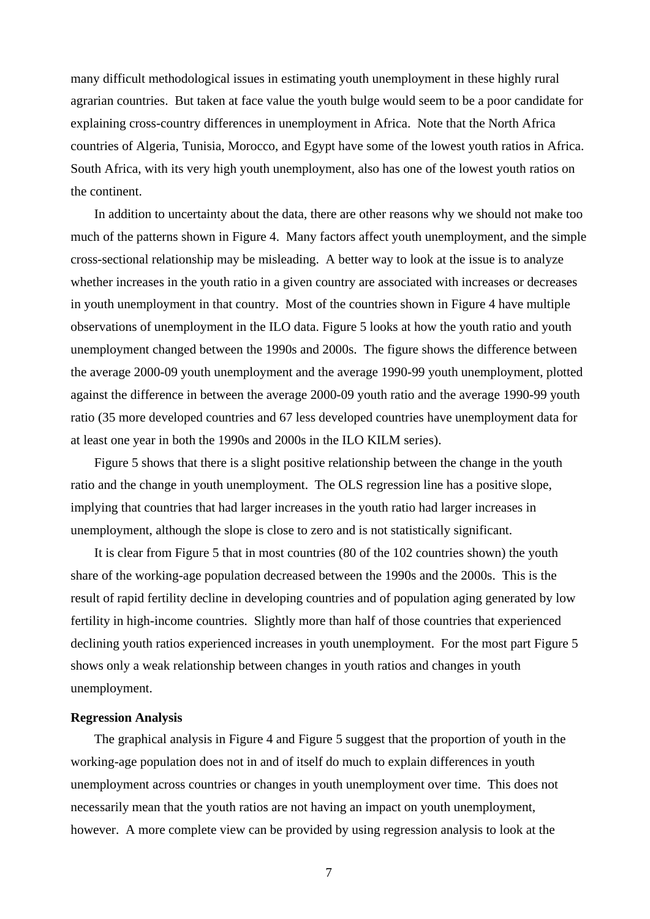many difficult methodological issues in estimating youth unemployment in these highly rural agrarian countries. But taken at face value the youth bulge would seem to be a poor candidate for explaining cross-country differences in unemployment in Africa. Note that the North Africa countries of Algeria, Tunisia, Morocco, and Egypt have some of the lowest youth ratios in Africa. South Africa, with its very high youth unemployment, also has one of the lowest youth ratios on the continent.

In addition to uncertainty about the data, there are other reasons why we should not make too much of the patterns shown in Figure 4. Many factors affect youth unemployment, and the simple cross-sectional relationship may be misleading. A better way to look at the issue is to analyze whether increases in the youth ratio in a given country are associated with increases or decreases in youth unemployment in that country. Most of the countries shown in Figure 4 have multiple observations of unemployment in the ILO data. Figure 5 looks at how the youth ratio and youth unemployment changed between the 1990s and 2000s. The figure shows the difference between the average 2000-09 youth unemployment and the average 1990-99 youth unemployment, plotted against the difference in between the average 2000-09 youth ratio and the average 1990-99 youth ratio (35 more developed countries and 67 less developed countries have unemployment data for at least one year in both the 1990s and 2000s in the ILO KILM series).

Figure 5 shows that there is a slight positive relationship between the change in the youth ratio and the change in youth unemployment. The OLS regression line has a positive slope, implying that countries that had larger increases in the youth ratio had larger increases in unemployment, although the slope is close to zero and is not statistically significant.

It is clear from Figure 5 that in most countries (80 of the 102 countries shown) the youth share of the working-age population decreased between the 1990s and the 2000s. This is the result of rapid fertility decline in developing countries and of population aging generated by low fertility in high-income countries. Slightly more than half of those countries that experienced declining youth ratios experienced increases in youth unemployment. For the most part Figure 5 shows only a weak relationship between changes in youth ratios and changes in youth unemployment.

**Regression Analysis**

The graphical analysis in Figure 4 and Figure 5 suggest that the proportion of youth in the working-age population does not in and of itself do much to explain differences in youth unemployment across countries or changes in youth unemployment over time. This does not necessarily mean that the youth ratios are not having an impact on youth unemployment, however. A more complete view can be provided by using regression analysis to look at the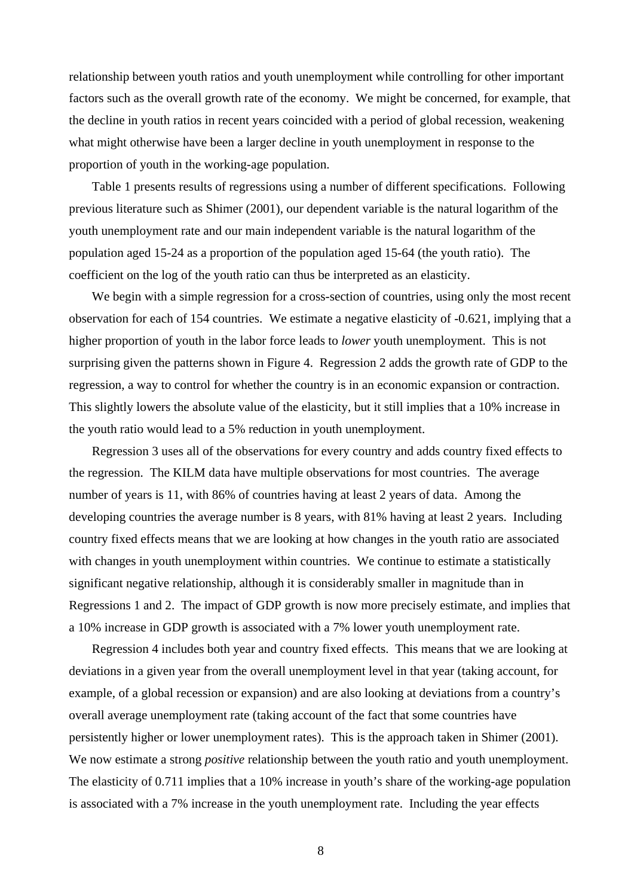relationship between youth ratios and youth unemployment while controlling for other important factors such as the overall growth rate of the economy. We might be concerned, for example, that the decline in youth ratios in recent years coincided with a period of global recession, weakening what might otherwise have been a larger decline in youth unemployment in response to the proportion of youth in the working-age population.

Table 1 presents results of regressions using a number of different specifications. Following previous literature such as Shimer (2001), our dependent variable is the natural logarithm of the youth unemployment rate and our main independent variable is the natural logarithm of the population aged 15-24 as a proportion of the population aged 15-64 (the youth ratio). The coefficient on the log of the youth ratio can thus be interpreted as an elasticity.

We begin with a simple regression for a cross-section of countries, using only the most recent observation for each of 154 countries. We estimate a negative elasticity of -0.621, implying that a higher proportion of youth in the labor force leads to *lower* youth unemployment. This is not surprising given the patterns shown in Figure 4. Regression 2 adds the growth rate of GDP to the regression, a way to control for whether the country is in an economic expansion or contraction. This slightly lowers the absolute value of the elasticity, but it still implies that a 10% increase in the youth ratio would lead to a 5% reduction in youth unemployment.

Regression 3 uses all of the observations for every country and adds country fixed effects to the regression. The KILM data have multiple observations for most countries. The average number of years is 11, with 86% of countries having at least 2 years of data. Among the developing countries the average number is 8 years, with 81% having at least 2 years. Including country fixed effects means that we are looking at how changes in the youth ratio are associated with changes in youth unemployment within countries. We continue to estimate a statistically significant negative relationship, although it is considerably smaller in magnitude than in Regressions 1 and 2. The impact of GDP growth is now more precisely estimate, and implies that a 10% increase in GDP growth is associated with a 7% lower youth unemployment rate.

Regression 4 includes both year and country fixed effects. This means that we are looking at deviations in a given year from the overall unemployment level in that year (taking account, for example, of a global recession or expansion) and are also looking at deviations from a country's overall average unemployment rate (taking account of the fact that some countries have persistently higher or lower unemployment rates). This is the approach taken in Shimer (2001). We now estimate a strong *positive* relationship between the youth ratio and youth unemployment. The elasticity of 0.711 implies that a 10% increase in youth's share of the working-age population is associated with a 7% increase in the youth unemployment rate. Including the year effects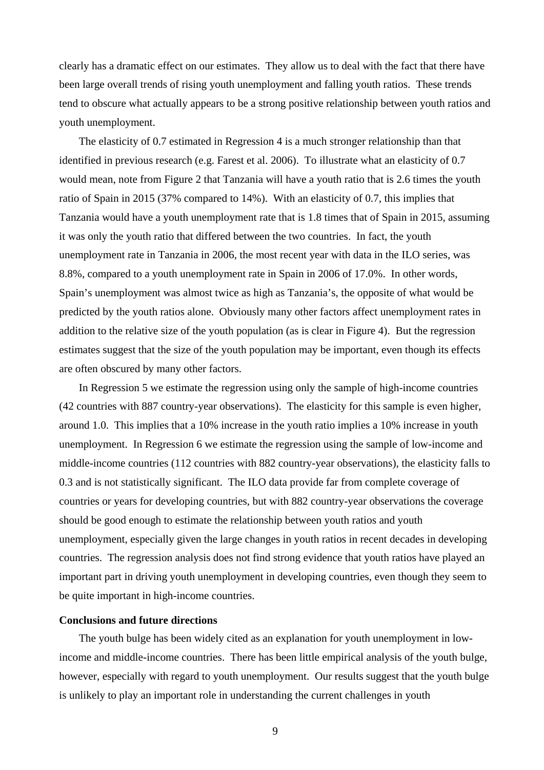clearly has a dramatic effect on our estimates. They allow us to deal with the fact that there have been large overall trends of rising youth unemployment and falling youth ratios. These trends tend to obscure what actually appears to be a strong positive relationship between youth ratios and youth unemployment.

The elasticity of 0.7 estimated in Regression 4 is a much stronger relationship than that identified in previous research (e.g. Farest et al. 2006). To illustrate what an elasticity of 0.7 would mean, note from Figure 2 that Tanzania will have a youth ratio that is 2.6 times the youth ratio of Spain in 2015 (37% compared to 14%). With an elasticity of 0.7, this implies that Tanzania would have a youth unemployment rate that is 1.8 times that of Spain in 2015, assuming it was only the youth ratio that differed between the two countries. In fact, the youth unemployment rate in Tanzania in 2006, the most recent year with data in the ILO series, was 8.8%, compared to a youth unemployment rate in Spain in 2006 of 17.0%. In other words, Spain's unemployment was almost twice as high as Tanzania's, the opposite of what would be predicted by the youth ratios alone. Obviously many other factors affect unemployment rates in addition to the relative size of the youth population (as is clear in Figure 4). But the regression estimates suggest that the size of the youth population may be important, even though its effects are often obscured by many other factors.

In Regression 5 we estimate the regression using only the sample of high-income countries (42 countries with 887 country-year observations). The elasticity for this sample is even higher, around 1.0. This implies that a 10% increase in the youth ratio implies a 10% increase in youth unemployment. In Regression 6 we estimate the regression using the sample of low-income and middle-income countries (112 countries with 882 country-year observations), the elasticity falls to 0.3 and is not statistically significant. The ILO data provide far from complete coverage of countries or years for developing countries, but with 882 country-year observations the coverage should be good enough to estimate the relationship between youth ratios and youth unemployment, especially given the large changes in youth ratios in recent decades in developing countries. The regression analysis does not find strong evidence that youth ratios have played an important part in driving youth unemployment in developing countries, even though they seem to be quite important in high-income countries.

**Conclusions and future directions**

The youth bulge has been widely cited as an explanation for youth unemployment in low-income and middle-income countries. There has been little empirical analysis of the youth bulge, however, especially with regard to youth unemployment. Our results suggest that the youth bulge is unlikely to play an important role in understanding the current challenges in youth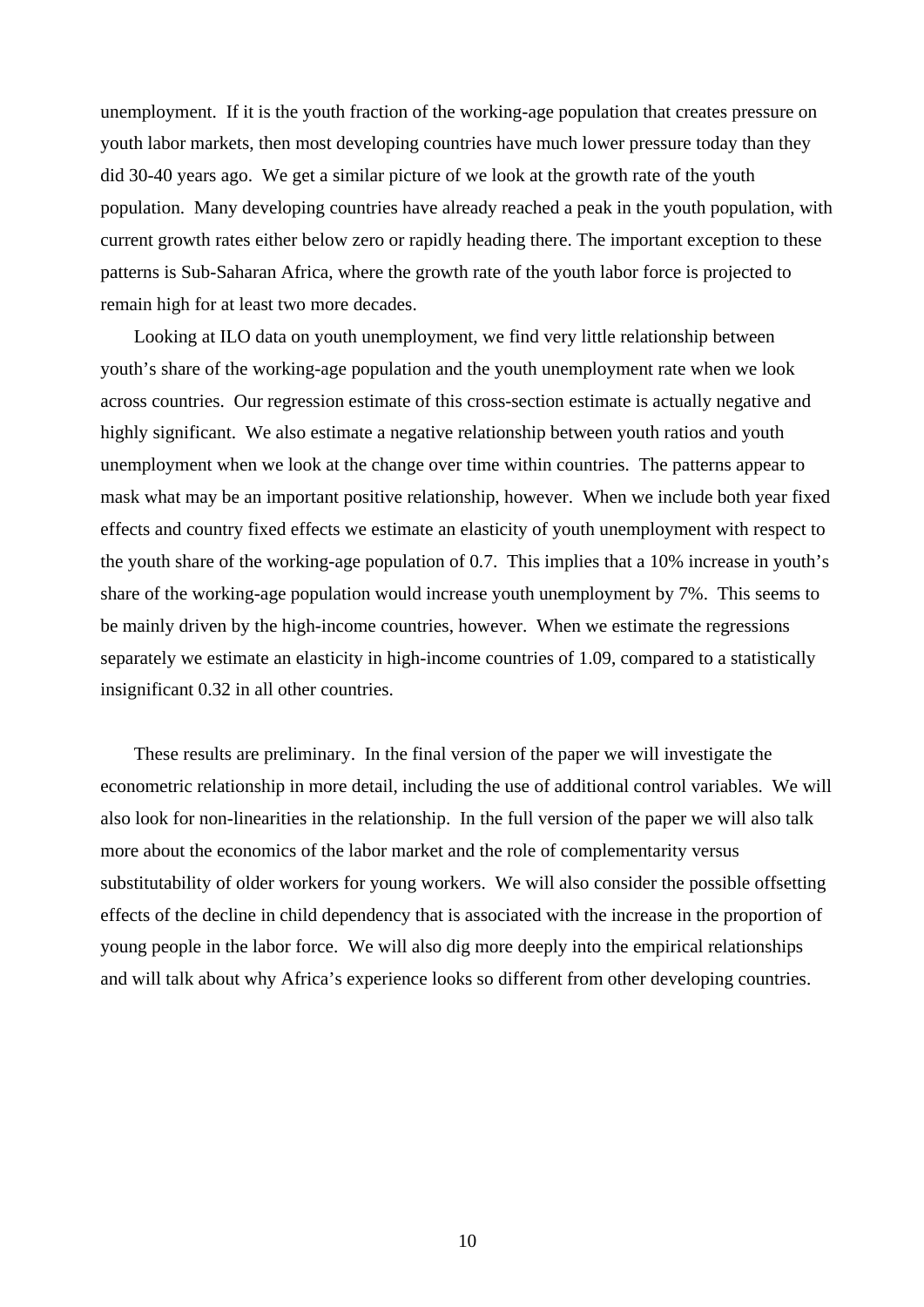unemployment. If it is the youth fraction of the working-age population that creates pressure on youth labor markets, then most developing countries have much lower pressure today than they did 30-40 years ago. We get a similar picture of we look at the growth rate of the youth population. Many developing countries have already reached a peak in the youth population, with current growth rates either below zero or rapidly heading there. The important exception to these patterns is Sub-Saharan Africa, where the growth rate of the youth labor force is projected to remain high for at least two more decades.

Looking at ILO data on youth unemployment, we find very little relationship between youth's share of the working-age population and the youth unemployment rate when we look across countries. Our regression estimate of this cross-section estimate is actually negative and highly significant. We also estimate a negative relationship between youth ratios and youth unemployment when we look at the change over time within countries. The patterns appear to mask what may be an important positive relationship, however. When we include both year fixed effects and country fixed effects we estimate an elasticity of youth unemployment with respect to the youth share of the working-age population of 0.7. This implies that a 10% increase in youth's share of the working-age population would increase youth unemployment by 7%. This seems to be mainly driven by the high-income countries, however. When we estimate the regressions separately we estimate an elasticity in high-income countries of 1.09, compared to a statistically insignificant 0.32 in all other countries.

These results are preliminary. In the final version of the paper we will investigate the econometric relationship in more detail, including the use of additional control variables. We will also look for non-linearities in the relationship. In the full version of the paper we will also talk more about the economics of the labor market and the role of complementarity versus substitutability of older workers for young workers. We will also consider the possible offsetting effects of the decline in child dependency that is associated with the increase in the proportion of young people in the labor force. We will also dig more deeply into the empirical relationships and will talk about why Africa's experience looks so different from other developing countries.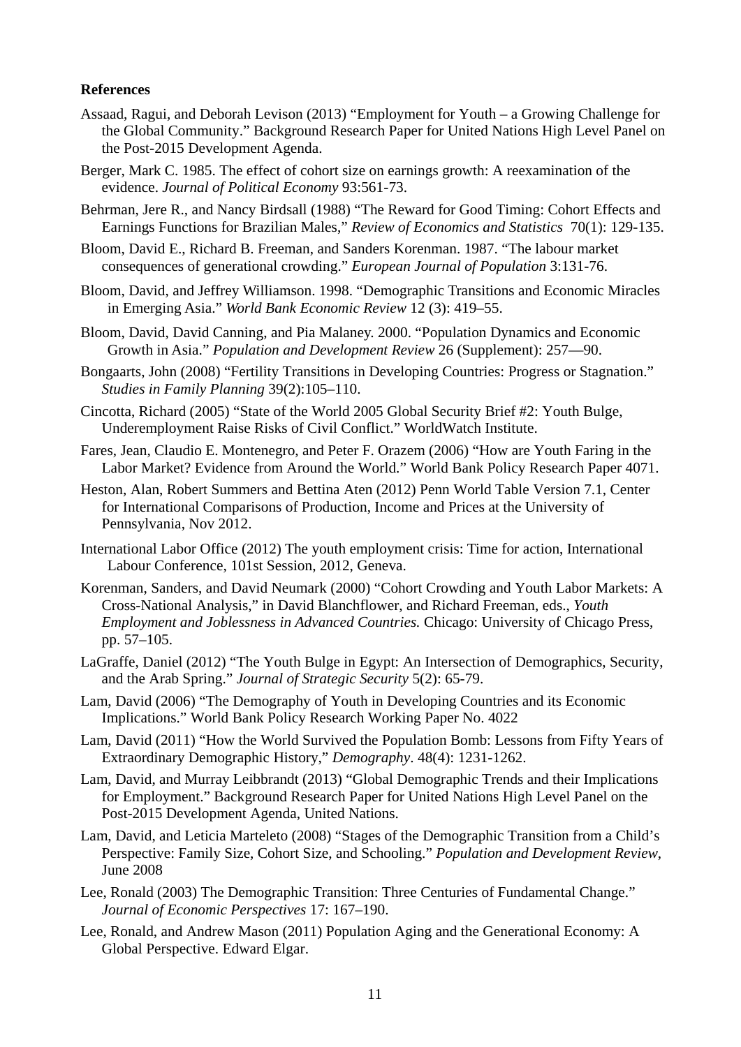**References**

Assaad, Ragui, and Deborah Levison (2013) "Employment for Youth – a Growing Challenge for the Global Community." Background Research Paper for United Nations High Level Panel on the Post-2015 Development Agenda.

Berger, Mark C. 1985. The effect of cohort size on earnings growth: A reexamination of the evidence. *Journal of Political Economy* 93:561-73.

Behrman, Jere R., and Nancy Birdsall (1988) "The Reward for Good Timing: Cohort Effects and Earnings Functions for Brazilian Males," *Review of Economics and Statistics* 70(1): 129-135.

Bloom, David E., Richard B. Freeman, and Sanders Korenman. 1987. "The labour market consequences of generational crowding." *European Journal of Population* 3:131-76.

Bloom, David, and Jeffrey Williamson. 1998. "Demographic Transitions and Economic Miracles in Emerging Asia." *World Bank Economic Review* 12 (3): 419–55.

Bloom, David, David Canning, and Pia Malaney. 2000. "Population Dynamics and Economic Growth in Asia." *Population and Development Review* 26 (Supplement): 257—90.

Bongaarts, John (2008) "Fertility Transitions in Developing Countries: Progress or Stagnation." *Studies in Family Planning* 39(2):105–110.

Cincotta, Richard (2005) "State of the World 2005 Global Security Brief #2: Youth Bulge, Underemployment Raise Risks of Civil Conflict." WorldWatch Institute.

Fares, Jean, Claudio E. Montenegro, and Peter F. Orazem (2006) "How are Youth Faring in the Labor Market? Evidence from Around the World." World Bank Policy Research Paper 4071.

Heston, Alan, Robert Summers and Bettina Aten (2012) Penn World Table Version 7.1, Center for International Comparisons of Production, Income and Prices at the University of Pennsylvania, Nov 2012.

International Labor Office (2012) The youth employment crisis: Time for action, International Labour Conference, 101st Session, 2012, Geneva.

Korenman, Sanders, and David Neumark (2000) "Cohort Crowding and Youth Labor Markets: A Cross-National Analysis," in David Blanchflower, and Richard Freeman, eds., *Youth Employment and Joblessness in Advanced Countries.* Chicago: University of Chicago Press, pp. 57–105.

LaGraffe, Daniel (2012) "The Youth Bulge in Egypt: An Intersection of Demographics, Security, and the Arab Spring." *Journal of Strategic Security* 5(2): 65-79.

Lam, David (2006) "The Demography of Youth in Developing Countries and its Economic Implications." World Bank Policy Research Working Paper No. 4022

Lam, David (2011) "How the World Survived the Population Bomb: Lessons from Fifty Years of Extraordinary Demographic History," *Demography*. 48(4): 1231-1262.

Lam, David, and Murray Leibbrandt (2013) "Global Demographic Trends and their Implications for Employment." Background Research Paper for United Nations High Level Panel on the Post-2015 Development Agenda, United Nations.

Lam, David, and Leticia Marteleto (2008) "Stages of the Demographic Transition from a Child's Perspective: Family Size, Cohort Size, and Schooling." *Population and Development Review*, June 2008

Lee, Ronald (2003) The Demographic Transition: Three Centuries of Fundamental Change." *Journal of Economic Perspectives* 17: 167–190.

Lee, Ronald, and Andrew Mason (2011) Population Aging and the Generational Economy: A Global Perspective. Edward Elgar.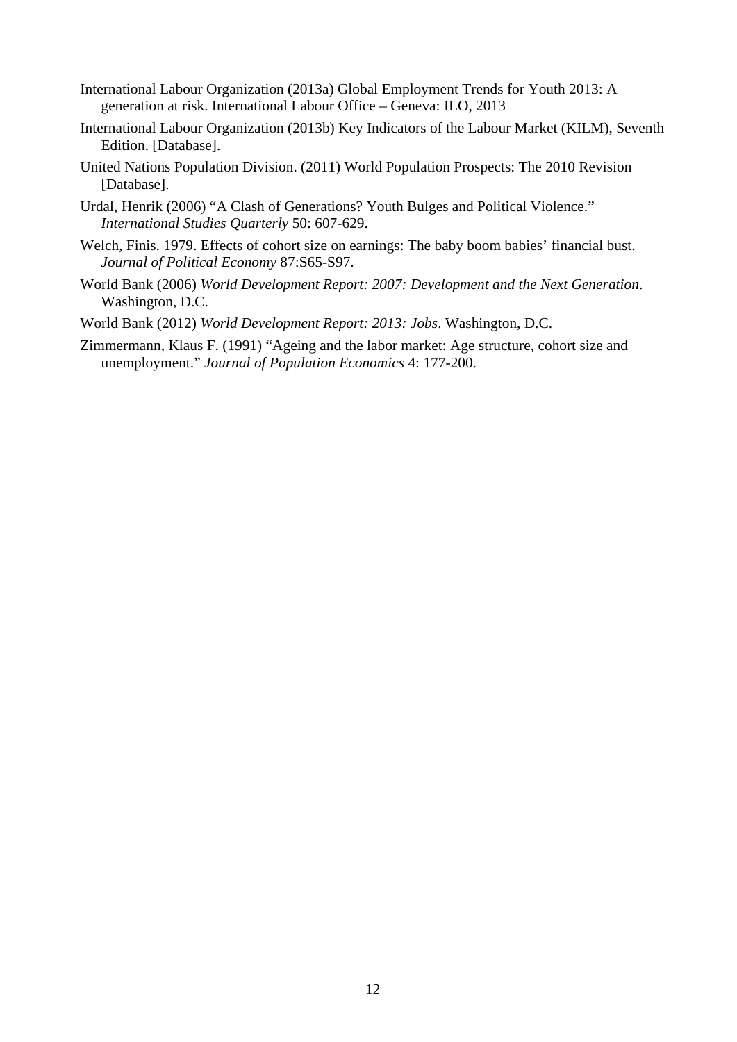International Labour Organization (2013a) Global Employment Trends for Youth 2013: A generation at risk. International Labour Office – Geneva: ILO, 2013

International Labour Organization (2013b) Key Indicators of the Labour Market (KILM), Seventh Edition. [Database].

United Nations Population Division. (2011) World Population Prospects: The 2010 Revision [Database].

Urdal, Henrik (2006) "A Clash of Generations? Youth Bulges and Political Violence." *International Studies Quarterly* 50: 607-629.

Welch, Finis. 1979. Effects of cohort size on earnings: The baby boom babies' financial bust. *Journal of Political Economy* 87:S65-S97.

World Bank (2006) *World Development Report: 2007: Development and the Next Generation*. Washington, D.C.

World Bank (2012) *World Development Report: 2013: Jobs*. Washington, D.C.

Zimmermann, Klaus F. (1991) "Ageing and the labor market: Age structure, cohort size and unemployment." *Journal of Population Economics* 4: 177-200.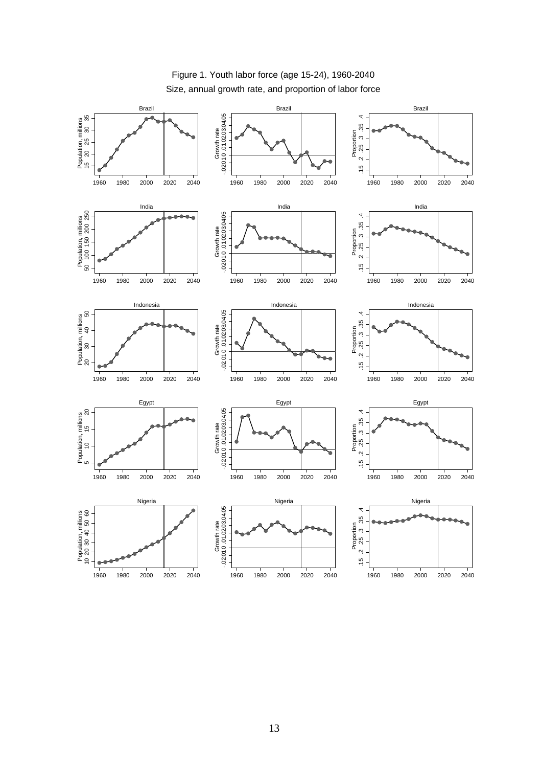Figure 1. Youth labor force (age 15-24), 1960-2040

Size, annual growth rate, and proportion of labor force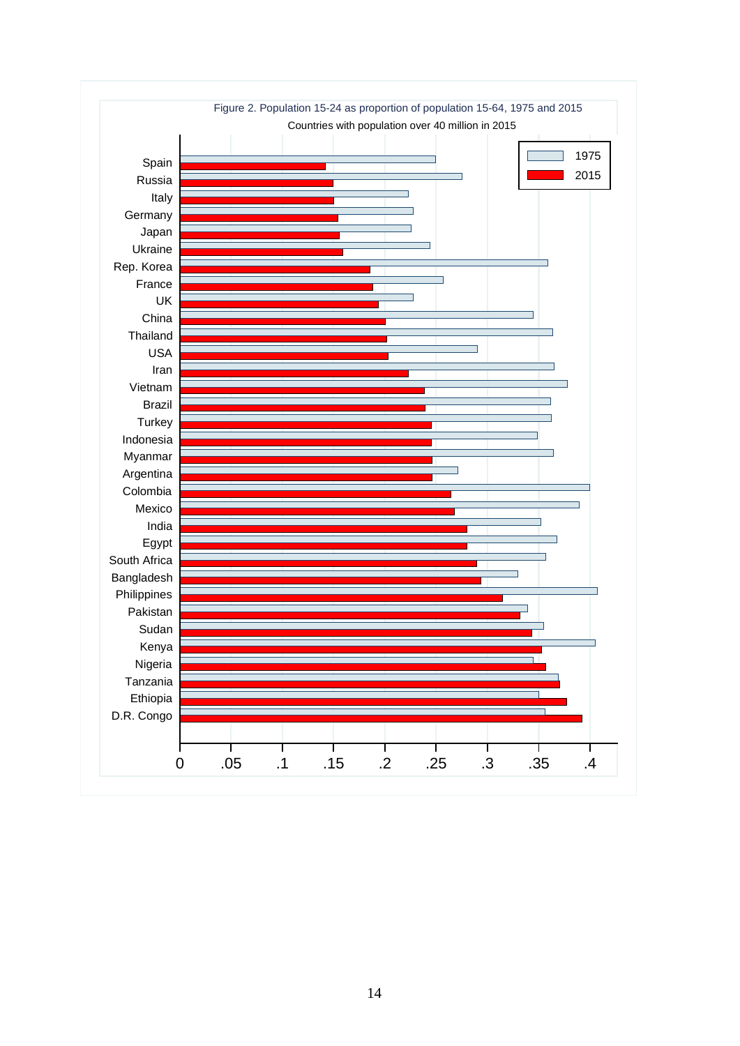Figure 2. Population 15-24 as proportion of population 15-64, 1975 and 2015

Countries with population over 40 million in 2015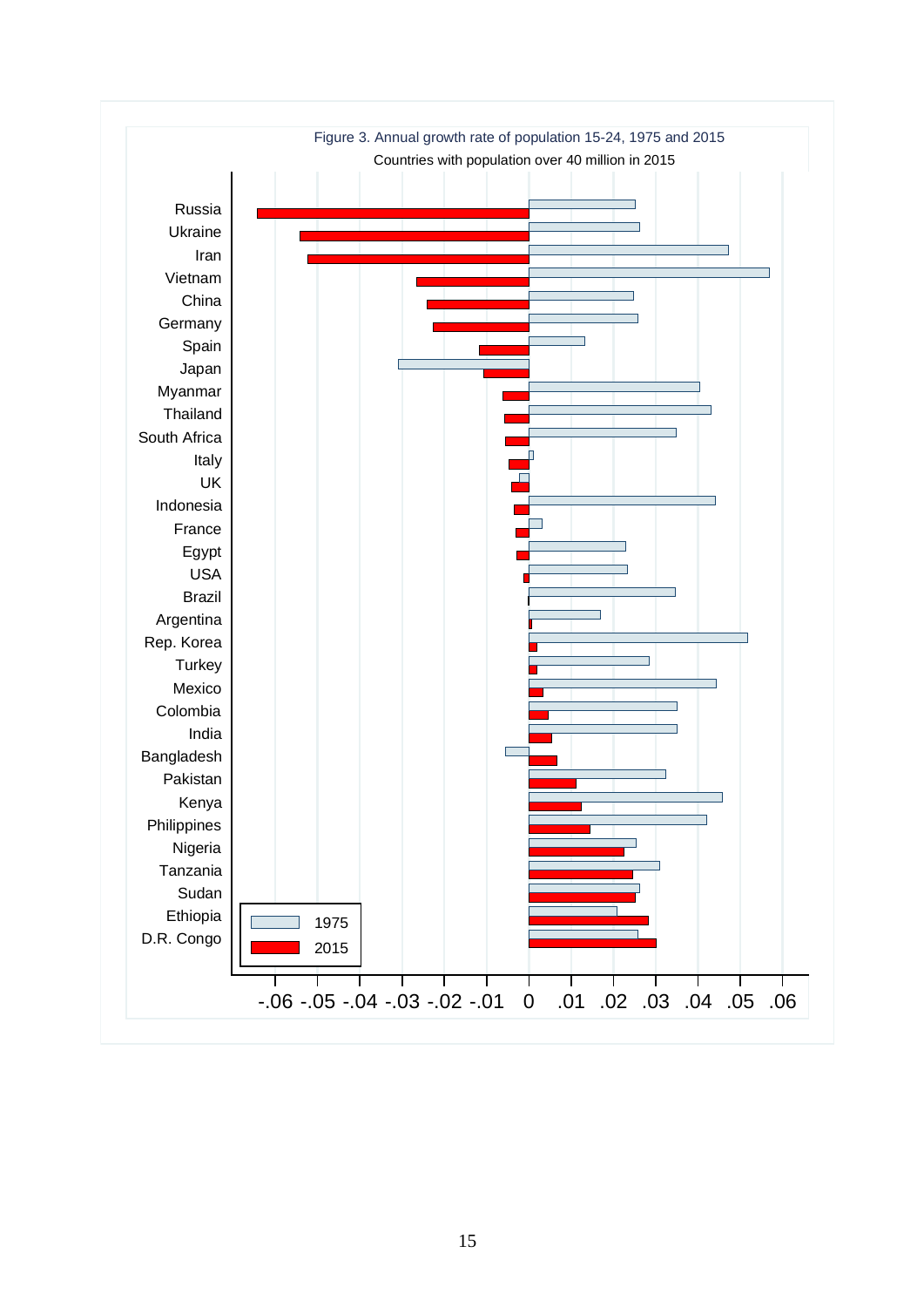Figure 3. Annual growth rate of population 15-24, 1975 and 2015

Countries with population over 40 million in 2015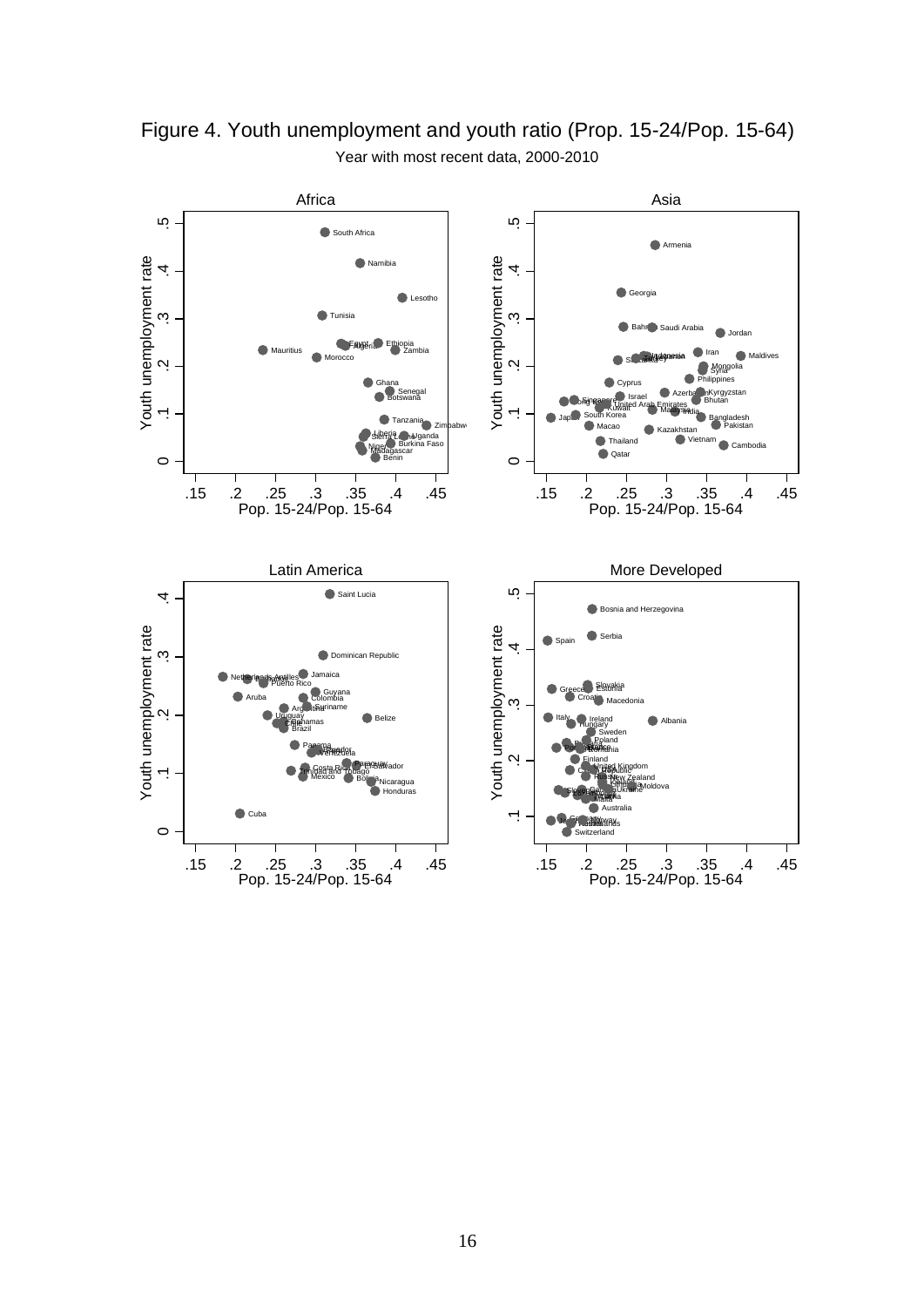Figure 4. Youth unemployment and youth ratio (Prop. 15-24/Pop. 15-64)

Year with most recent data, 2000-2010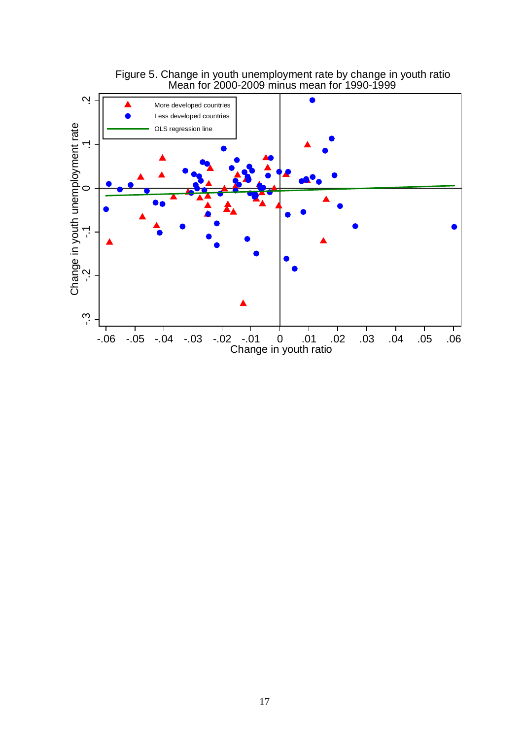Figure 5. Change in youth unemployment rate by change in youth ratio
Mean for 2000-2009 minus mean for 1990-1999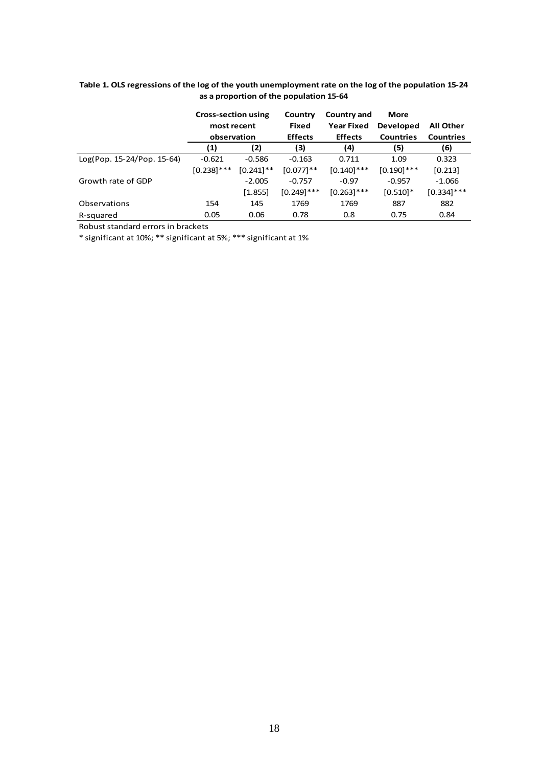**Table 1. OLS regressions of the log of the youth unemployment rate on the log of the population 15-24 as a proportion of the population 15-64**

| | Cross-section using most recent observation | | Country Fixed Effects | Country and Year Fixed Effects | More Developed Countries | All Other Countries |
|---|---|---|---|---|---|---|
| | (1) | (2) | (3) | (4) | (5) | (6) |
| Log(Pop. 15-24/Pop. 15-64) | -0.621 | -0.586 | -0.163 | 0.711 | 1.09 | 0.323 |
| | [0.238]*** | [0.241]** | [0.077]** | [0.140]*** | [0.190]*** | [0.213] |
| Growth rate of GDP | | -2.005 | -0.757 | -0.97 | -0.957 | -1.066 |
| | | [1.855] | [0.249]*** | [0.263]*** | [0.510]* | [0.334]*** |
| Observations | 154 | 145 | 1769 | 1769 | 887 | 882 |
| R-squared | 0.05 | 0.06 | 0.78 | 0.8 | 0.75 | 0.84 |

Robust standard errors in brackets

* significant at 10%; ** significant at 5%; *** significant at 1%